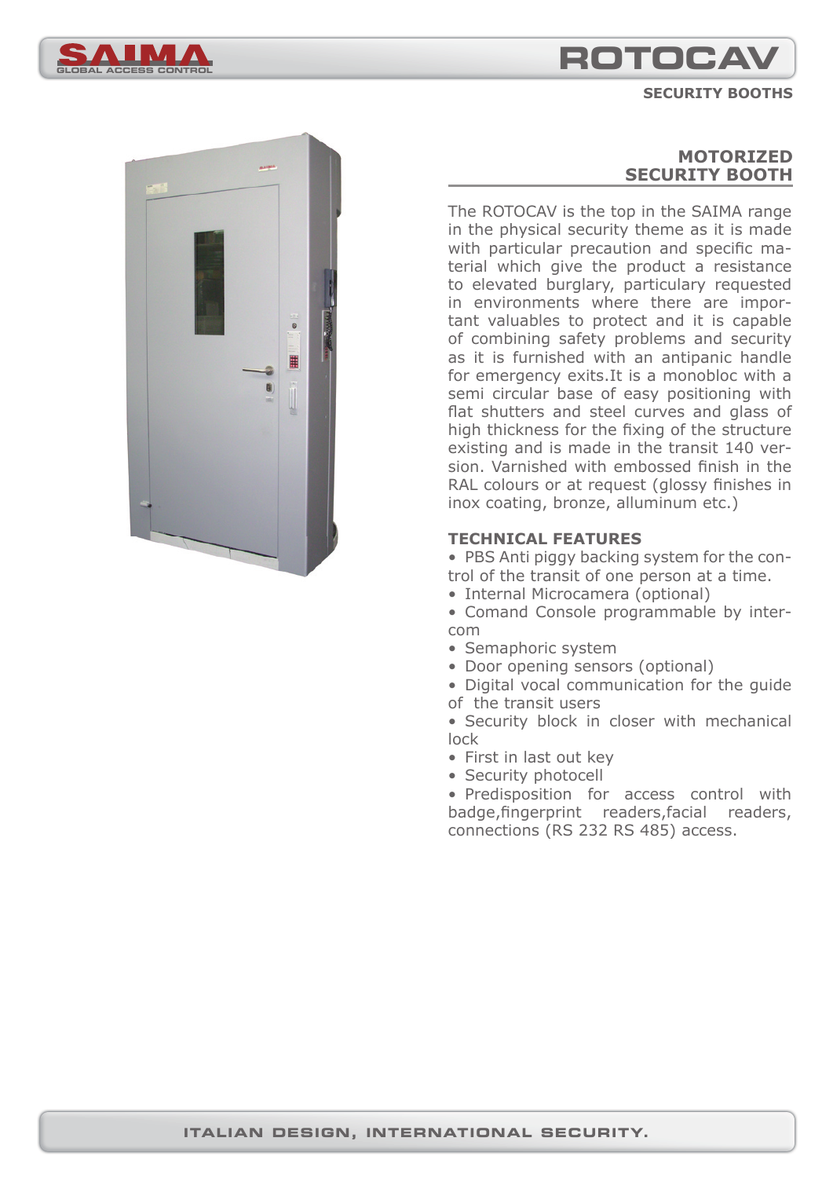# ROTOCAV

SECURITY BOOTHS

## MOTORIZED SECURITY BOOTH

The ROTOCAV is the top in the SAIMA range in the physical security theme as it is made with particular precaution and specific material which give the product a resistance to elevated burglary, particulary requested in environments where there are important valuables to protect and it is capable of combining safety problems and security as it is furnished with an antipanic handle for emergency exits.It is a monobloc with a semi circular base of easy positioning with flat shutters and steel curves and glass of high thickness for the fixing of the structure existing and is made in the transit 140 version. Varnished with embossed finish in the RAL colours or at request (glossy finishes in inox coating, bronze, alluminum etc.)

### TECHNICAL FEATURES

- PBS Anti piggy backing system for the control of the transit of one person at a time.
- Internal Microcamera (optional)
- Comand Console programmable by intercom
- Semaphoric system
- Door opening sensors (optional)
- Digital vocal communication for the guide of the transit users
- Security block in closer with mechanical lock
- First in last out key
- Security photocell
- Predisposition for access control with badge,fingerprint readers,facial readers, connections (RS 232 RS 485) access.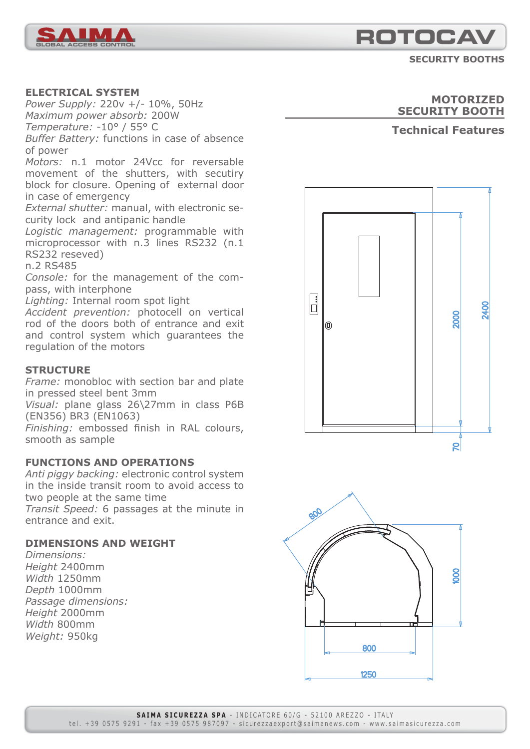SECURITY BOOTHS

## MOTORIZED SECURITY BOOTH

### Technical Features

## ELECTRICAL SYSTEM

*Power Supply:* 220v +/- 10%, 50Hz
*Maximum power absorb:* 200W
*Temperature:* -10° / 55° C
*Buffer Battery:* functions in case of absence of power
*Motors:* n.1 motor 24Vcc for reversable movement of the shutters, with secutiry block for closure. Opening of external door in case of emergency
*External shutter:* manual, with electronic security lock and antipanic handle
*Logistic management:* programmable with microprocessor with n.3 lines RS232 (n.1 RS232 reseved)
n.2 RS485
*Console:* for the management of the compass, with interphone
*Lighting:* Internal room spot light
*Accident prevention:* photocell on vertical rod of the doors both of entrance and exit and control system which guarantees the regulation of the motors

## STRUCTURE

*Frame:* monobloc with section bar and plate in pressed steel bent 3mm
*Visual:* plane glass 26\27mm in class P6B (EN356) BR3 (EN1063)
*Finishing:* embossed finish in RAL colours, smooth as sample

## FUNCTIONS AND OPERATIONS

*Anti piggy backing:* electronic control system in the inside transit room to avoid access to two people at the same time
*Transit Speed:* 6 passages at the minute in entrance and exit.

## DIMENSIONS AND WEIGHT

*Dimensions:*
*Height* 2400mm
*Width* 1250mm
*Depth* 1000mm
*Passage dimensions:*
*Height* 2000mm
*Width* 800mm
*Weight:* 950kg

2400
2000
70

800
1000
800
1250

**SAIMA SICUREZZA SPA** - INDICATORE 60/G - 52100 AREZZO - ITALY
tel. +39 0575 9291 - fax +39 0575 987097 - sicurezzaexport@saimanews.com - www.saimasicurezza.com